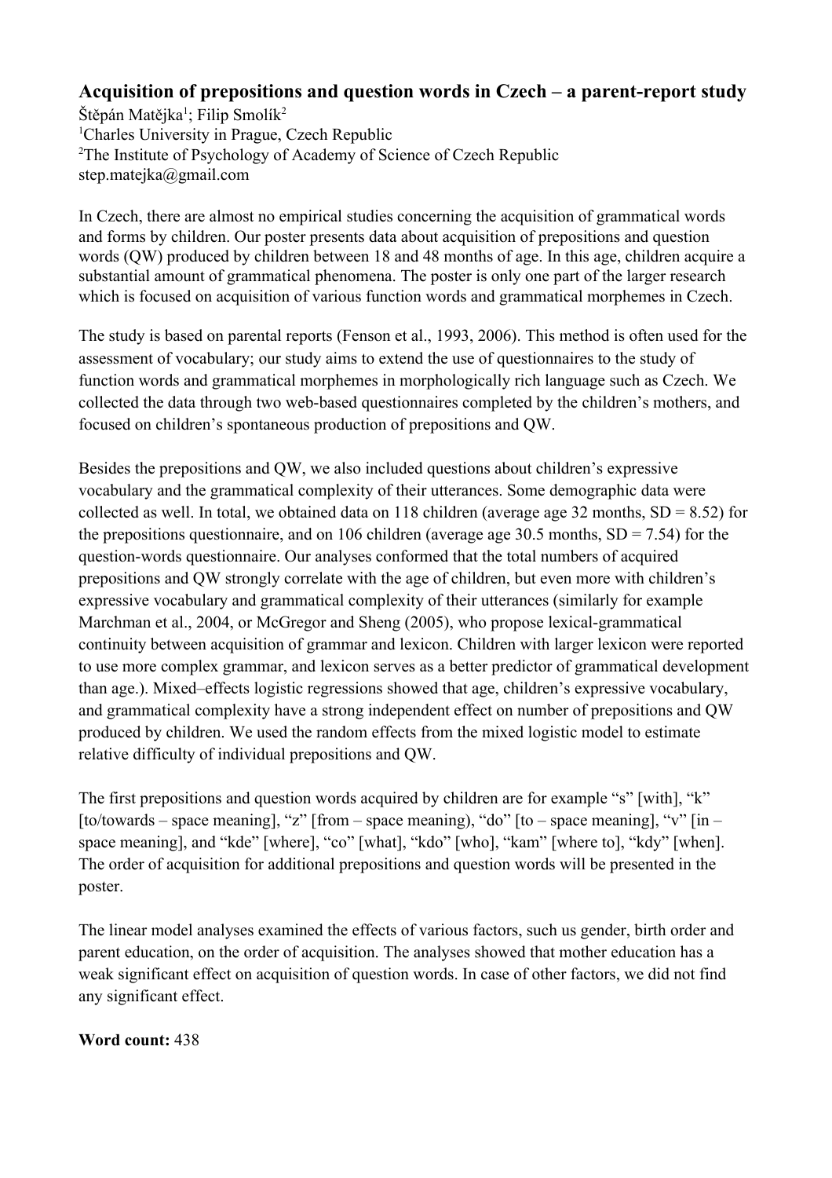# Acquisition of prepositions and question words in Czech – a parent-report study

Štěpán Matějka[1]; Filip Smolík[2]

[1]Charles University in Prague, Czech Republic

[2]The Institute of Psychology of Academy of Science of Czech Republic

step.matejka@gmail.com

In Czech, there are almost no empirical studies concerning the acquisition of grammatical words and forms by children. Our poster presents data about acquisition of prepositions and question words (QW) produced by children between 18 and 48 months of age. In this age, children acquire a substantial amount of grammatical phenomena. The poster is only one part of the larger research which is focused on acquisition of various function words and grammatical morphemes in Czech.

The study is based on parental reports (Fenson et al., 1993, 2006). This method is often used for the assessment of vocabulary; our study aims to extend the use of questionnaires to the study of function words and grammatical morphemes in morphologically rich language such as Czech. We collected the data through two web-based questionnaires completed by the children's mothers, and focused on children's spontaneous production of prepositions and QW.

Besides the prepositions and QW, we also included questions about children's expressive vocabulary and the grammatical complexity of their utterances. Some demographic data were collected as well. In total, we obtained data on 118 children (average age 32 months, SD = 8.52) for the prepositions questionnaire, and on 106 children (average age 30.5 months, SD = 7.54) for the question-words questionnaire. Our analyses conformed that the total numbers of acquired prepositions and QW strongly correlate with the age of children, but even more with children's expressive vocabulary and grammatical complexity of their utterances (similarly for example Marchman et al., 2004, or McGregor and Sheng (2005), who propose lexical-grammatical continuity between acquisition of grammar and lexicon. Children with larger lexicon were reported to use more complex grammar, and lexicon serves as a better predictor of grammatical development than age.). Mixed–effects logistic regressions showed that age, children's expressive vocabulary, and grammatical complexity have a strong independent effect on number of prepositions and QW produced by children. We used the random effects from the mixed logistic model to estimate relative difficulty of individual prepositions and QW.

The first prepositions and question words acquired by children are for example "s" [with], "k" [to/towards – space meaning], "z" [from – space meaning], "do" [to – space meaning], "v" [in – space meaning], and "kde" [where], "co" [what], "kdo" [who], "kam" [where to], "kdy" [when]. The order of acquisition for additional prepositions and question words will be presented in the poster.

The linear model analyses examined the effects of various factors, such us gender, birth order and parent education, on the order of acquisition. The analyses showed that mother education has a weak significant effect on acquisition of question words. In case of other factors, we did not find any significant effect.

**Word count:** 438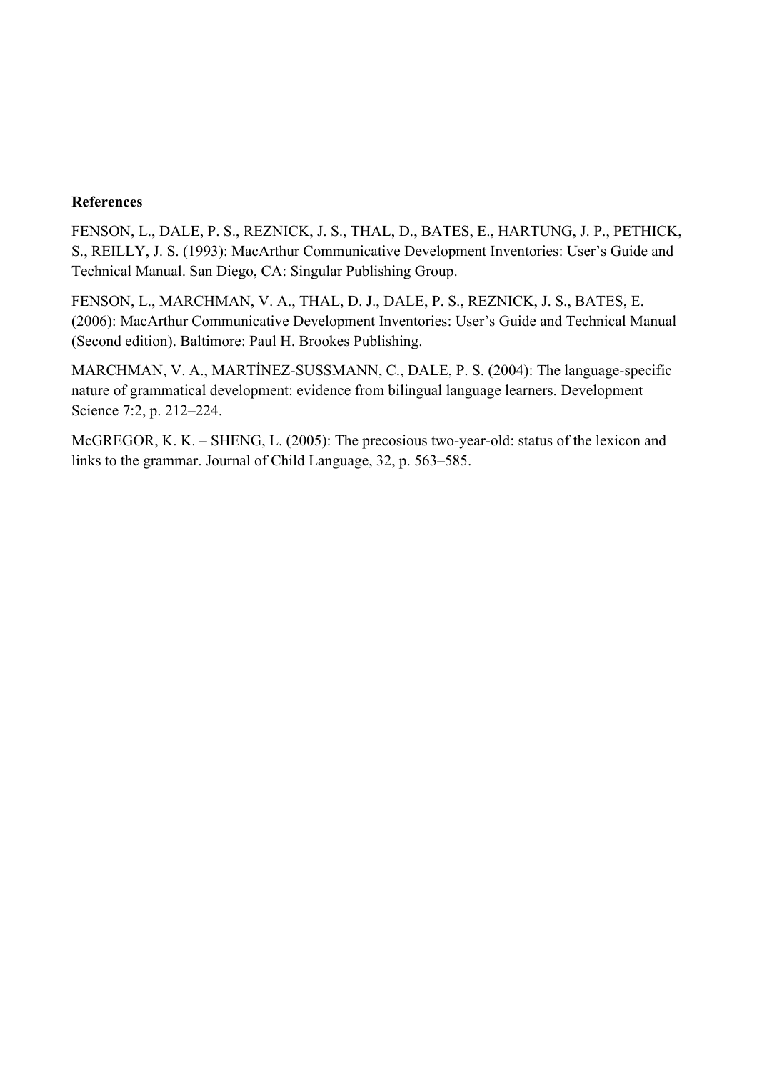**References**

FENSON, L., DALE, P. S., REZNICK, J. S., THAL, D., BATES, E., HARTUNG, J. P., PETHICK, S., REILLY, J. S. (1993): MacArthur Communicative Development Inventories: User's Guide and Technical Manual. San Diego, CA: Singular Publishing Group.

FENSON, L., MARCHMAN, V. A., THAL, D. J., DALE, P. S., REZNICK, J. S., BATES, E. (2006): MacArthur Communicative Development Inventories: User's Guide and Technical Manual (Second edition). Baltimore: Paul H. Brookes Publishing.

MARCHMAN, V. A., MARTÍNEZ-SUSSMANN, C., DALE, P. S. (2004): The language-specific nature of grammatical development: evidence from bilingual language learners. Development Science 7:2, p. 212–224.

McGREGOR, K. K. – SHENG, L. (2005): The precosious two-year-old: status of the lexicon and links to the grammar. Journal of Child Language, 32, p. 563–585.